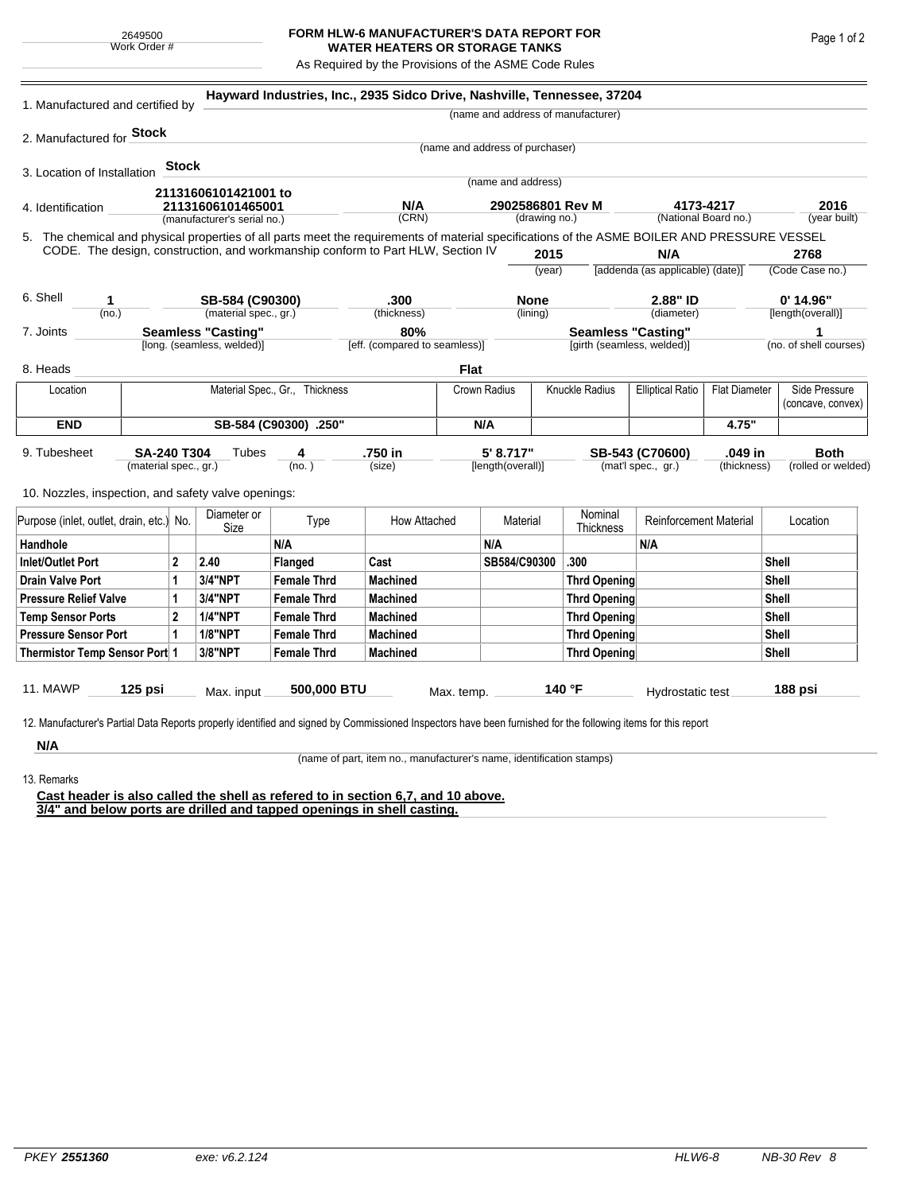2649500
Work Order #

# FORM HLW-6 MANUFACTURER'S DATA REPORT FOR WATER HEATERS OR STORAGE TANKS

As Required by the Provisions of the ASME Code Rules

1. Manufactured and certified by **Hayward Industries, Inc., 2935 Sidco Drive, Nashville, Tennessee, 37204**
(name and address of manufacturer)

2. Manufactured for **Stock**
(name and address of purchaser)

3. Location of Installation **Stock**
(name and address)

4. Identification **21131606101421001 to 21131606101465001** (manufacturer's serial no.) **N/A** (CRN) **2902586801 Rev M** (drawing no.) **4173-4217** (National Board no.) **2016** (year built)

5. The chemical and physical properties of all parts meet the requirements of material specifications of the ASME BOILER AND PRESSURE VESSEL CODE. The design, construction, and workmanship conform to Part HLW, Section IV **2015** (year) **N/A** [addenda (as applicable) (date)] **2768** (Code Case no.)

6. Shell **1** (no.) **SB-584 (C90300)** (material spec., gr.) **.300** (thickness) **None** (lining) **2.88" ID** (diameter) **0' 14.96"** [length(overall)]

7. Joints **Seamless "Casting"** [long. (seamless, welded)] **80%** [eff. (compared to seamless)] **Seamless "Casting"** [girth (seamless, welded)] **1** (no. of shell courses)

8. Heads **Flat**

| Location | Material Spec., Gr., Thickness | Crown Radius | Knuckle Radius | Elliptical Ratio | Flat Diameter | Side Pressure (concave, convex) |
|---|---|---|---|---|---|---|
| **END** | **SB-584 (C90300) .250"** | **N/A** | | | **4.75"** | |

9. Tubesheet **SA-240 T304** (material spec., gr.) Tubes **4** (no.) **.750 in** (size) **5' 8.717"** [length(overall)] **SB-543 (C70600)** (mat'l spec., gr.) **.049 in** (thickness) **Both** (rolled or welded)

10. Nozzles, inspection, and safety valve openings:

| Purpose (inlet, outlet, drain, etc.) | No. | Diameter or Size | Type | How Attached | Material | Nominal Thickness | Reinforcement Material | Location |
|---|---|---|---|---|---|---|---|---|
| **Handhole** | | | **N/A** | | **N/A** | | **N/A** | |
| **Inlet/Outlet Port** | **2** | **2.40** | **Flanged** | **Cast** | **SB584/C90300** | **.300** | | **Shell** |
| **Drain Valve Port** | **1** | **3/4"NPT** | **Female Thrd** | **Machined** | | **Thrd Opening** | | **Shell** |
| **Pressure Relief Valve** | **1** | **3/4"NPT** | **Female Thrd** | **Machined** | | **Thrd Opening** | | **Shell** |
| **Temp Sensor Ports** | **2** | **1/4"NPT** | **Female Thrd** | **Machined** | | **Thrd Opening** | | **Shell** |
| **Pressure Sensor Port** | **1** | **1/8"NPT** | **Female Thrd** | **Machined** | | **Thrd Opening** | | **Shell** |
| **Thermistor Temp Sensor Port** | **1** | **3/8"NPT** | **Female Thrd** | **Machined** | | **Thrd Opening** | | **Shell** |

11. MAWP **125 psi** Max. input **500,000 BTU** Max. temp. **140 °F** Hydrostatic test **188 psi**

12. Manufacturer's Partial Data Reports properly identified and signed by Commissioned Inspectors have been furnished for the following items for this report

**N/A**
(name of part, item no., manufacturer's name, identification stamps)

13. Remarks

**Cast header is also called the shell as refered to in section 6,7, and 10 above.**
**3/4" and below ports are drilled and tapped openings in shell casting.**

*PKEY* ***2551360*** *exe: v6.2.124* *HLW6-8* *NB-30 Rev 8*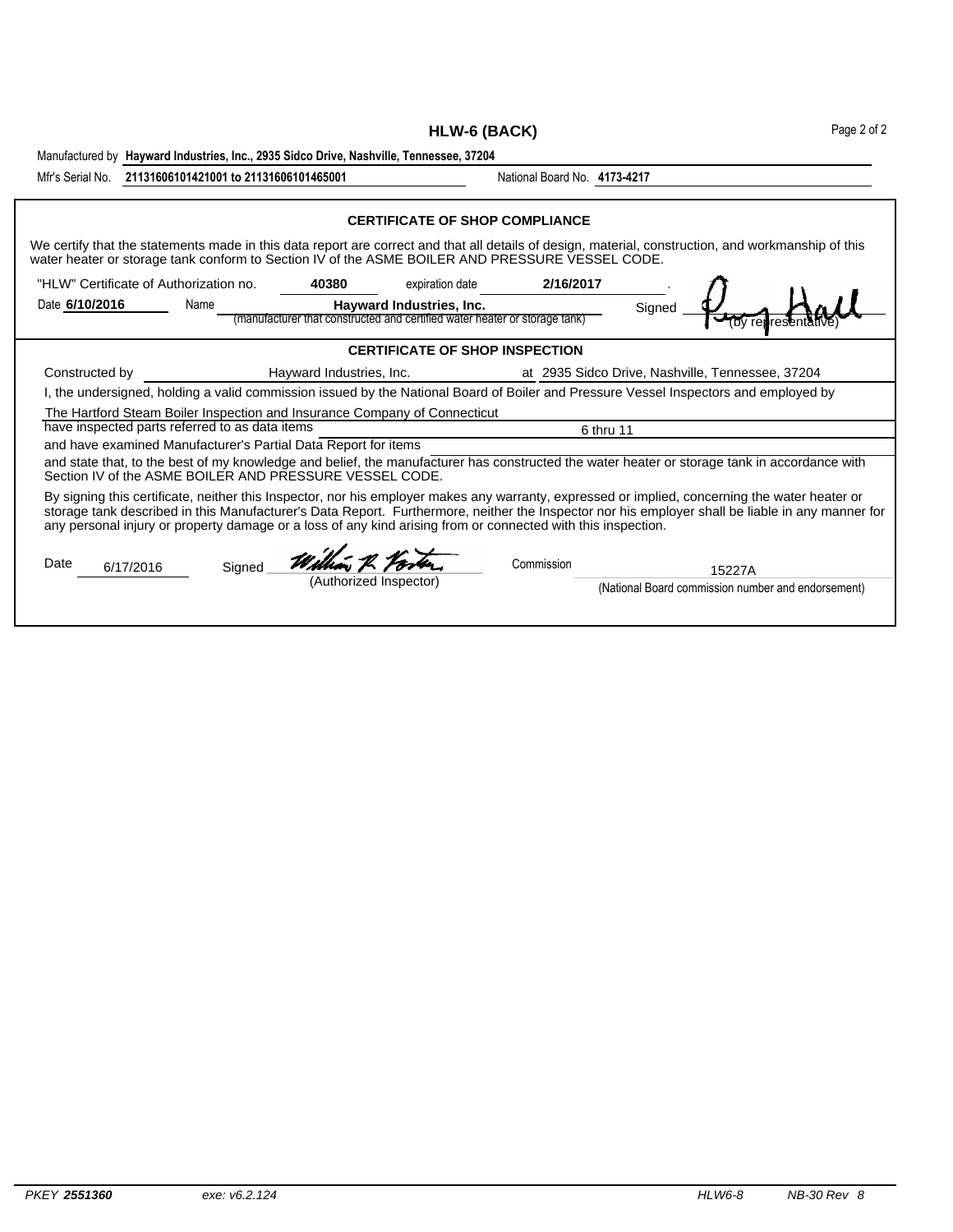# HLW-6 (BACK)

Manufactured by **Hayward Industries, Inc., 2935 Sidco Drive, Nashville, Tennessee, 37204**

Mfr's Serial No. **21131606101421001 to 21131606101465001** National Board No. **4173-4217**

## CERTIFICATE OF SHOP COMPLIANCE

We certify that the statements made in this data report are correct and that all details of design, material, construction, and workmanship of this water heater or storage tank conform to Section IV of the ASME BOILER AND PRESSURE VESSEL CODE.

"HLW" Certificate of Authorization no. **40380** expiration date **2/16/2017**.

Date **6/10/2016** Name **Hayward Industries, Inc.** (manufacturer that constructed and certified water heater or storage tank) Signed Perry Hall (by representative)

## CERTIFICATE OF SHOP INSPECTION

Constructed by Hayward Industries, Inc. at 2935 Sidco Drive, Nashville, Tennessee, 37204

I, the undersigned, holding a valid commission issued by the National Board of Boiler and Pressure Vessel Inspectors and employed by The Hartford Steam Boiler Inspection and Insurance Company of Connecticut

have inspected parts referred to as data items 6 thru 11

and have examined Manufacturer's Partial Data Report for items

and state that, to the best of my knowledge and belief, the manufacturer has constructed the water heater or storage tank in accordance with Section IV of the ASME BOILER AND PRESSURE VESSEL CODE.

By signing this certificate, neither this Inspector, nor his employer makes any warranty, expressed or implied, concerning the water heater or storage tank described in this Manufacturer's Data Report. Furthermore, neither the Inspector nor his employer shall be liable in any manner for any personal injury or property damage or a loss of any kind arising from or connected with this inspection.

Date 6/17/2016 Signed William R. Foster (Authorized Inspector) Commission 15227A (National Board commission number and endorsement)